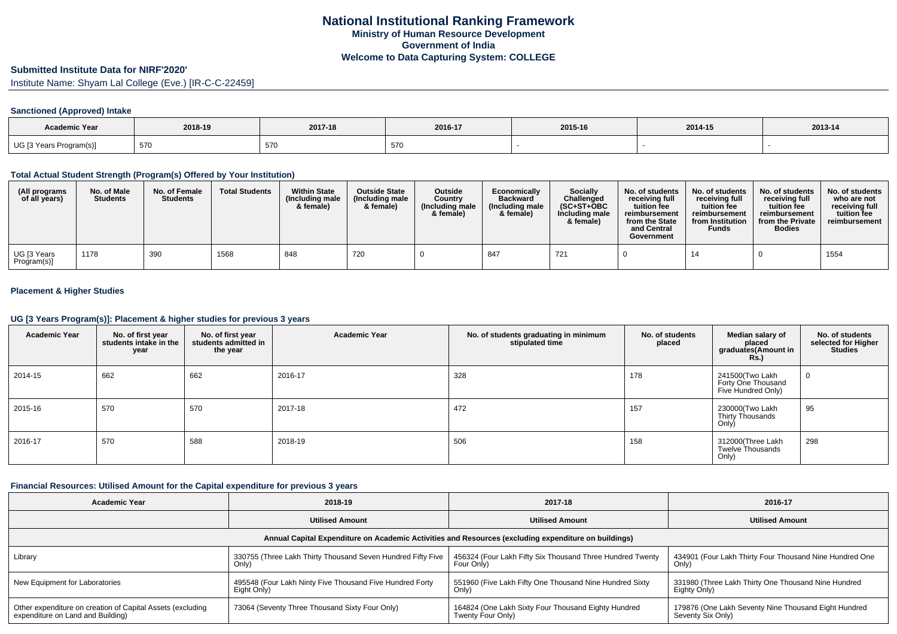# National Institutional Ranking Framework

**Ministry of Human Resource Development**

**Government of India**

**Welcome to Data Capturing System: COLLEGE**

## Submitted Institute Data for NIRF'2020'

Institute Name: Shyam Lal College (Eve.) [IR-C-C-22459]

### Sanctioned (Approved) Intake

| Academic Year | 2018-19 | 2017-18 | 2016-17 | 2015-16 | 2014-15 | 2013-14 |
|---|---|---|---|---|---|---|
| UG [3 Years Program(s)] | 570 | 570 | 570 | - | - | - |

### Total Actual Student Strength (Program(s) Offered by Your Institution)

| (All programs of all years) | No. of Male Students | No. of Female Students | Total Students | Within State (Including male & female) | Outside State (Including male & female) | Outside Country (Including male & female) | Economically Backward (Including male & female) | Socially Challenged (SC+ST+OBC Including male & female) | No. of students receiving full tuition fee reimbursement from the State and Central Government | No. of students receiving full tuition fee reimbursement from Institution Funds | No. of students receiving full tuition fee reimbursement from the Private Bodies | No. of students who are not receiving full tuition fee reimbursement |
|---|---|---|---|---|---|---|---|---|---|---|---|---|
| UG [3 Years Program(s)] | 1178 | 390 | 1568 | 848 | 720 | 0 | 847 | 721 | 0 | 14 | 0 | 1554 |

### Placement & Higher Studies

### UG [3 Years Program(s)]: Placement & higher studies for previous 3 years

| Academic Year | No. of first year students intake in the year | No. of first year students admitted in the year | Academic Year | No. of students graduating in minimum stipulated time | No. of students placed | Median salary of placed graduates(Amount in Rs.) | No. of students selected for Higher Studies |
|---|---|---|---|---|---|---|---|
| 2014-15 | 662 | 662 | 2016-17 | 328 | 178 | 241500(Two Lakh Forty One Thousand Five Hundred Only) | 0 |
| 2015-16 | 570 | 570 | 2017-18 | 472 | 157 | 230000(Two Lakh Thirty Thousands Only) | 95 |
| 2016-17 | 570 | 588 | 2018-19 | 506 | 158 | 312000(Three Lakh Twelve Thousands Only) | 298 |

### Financial Resources: Utilised Amount for the Capital expenditure for previous 3 years

| Academic Year | 2018-19 | 2017-18 | 2016-17 |
|---|---|---|---|
| | Utilised Amount | Utilised Amount | Utilised Amount |
| Annual Capital Expenditure on Academic Activities and Resources (excluding expenditure on buildings) | | | |
| Library | 330755 (Three Lakh Thirty Thousand Seven Hundred Fifty Five Only) | 456324 (Four Lakh Fifty Six Thousand Three Hundred Twenty Four Only) | 434901 (Four Lakh Thirty Four Thousand Nine Hundred One Only) |
| New Equipment for Laboratories | 495548 (Four Lakh Ninty Five Thousand Five Hundred Forty Eight Only) | 551960 (Five Lakh Fifty One Thousand Nine Hundred Sixty Only) | 331980 (Three Lakh Thirty One Thousand Nine Hundred Eighty Only) |
| Other expenditure on creation of Capital Assets (excluding expenditure on Land and Building) | 73064 (Seventy Three Thousand Sixty Four Only) | 164824 (One Lakh Sixty Four Thousand Eighty Hundred Twenty Four Only) | 179876 (One Lakh Seventy Nine Thousand Eight Hundred Seventy Six Only) |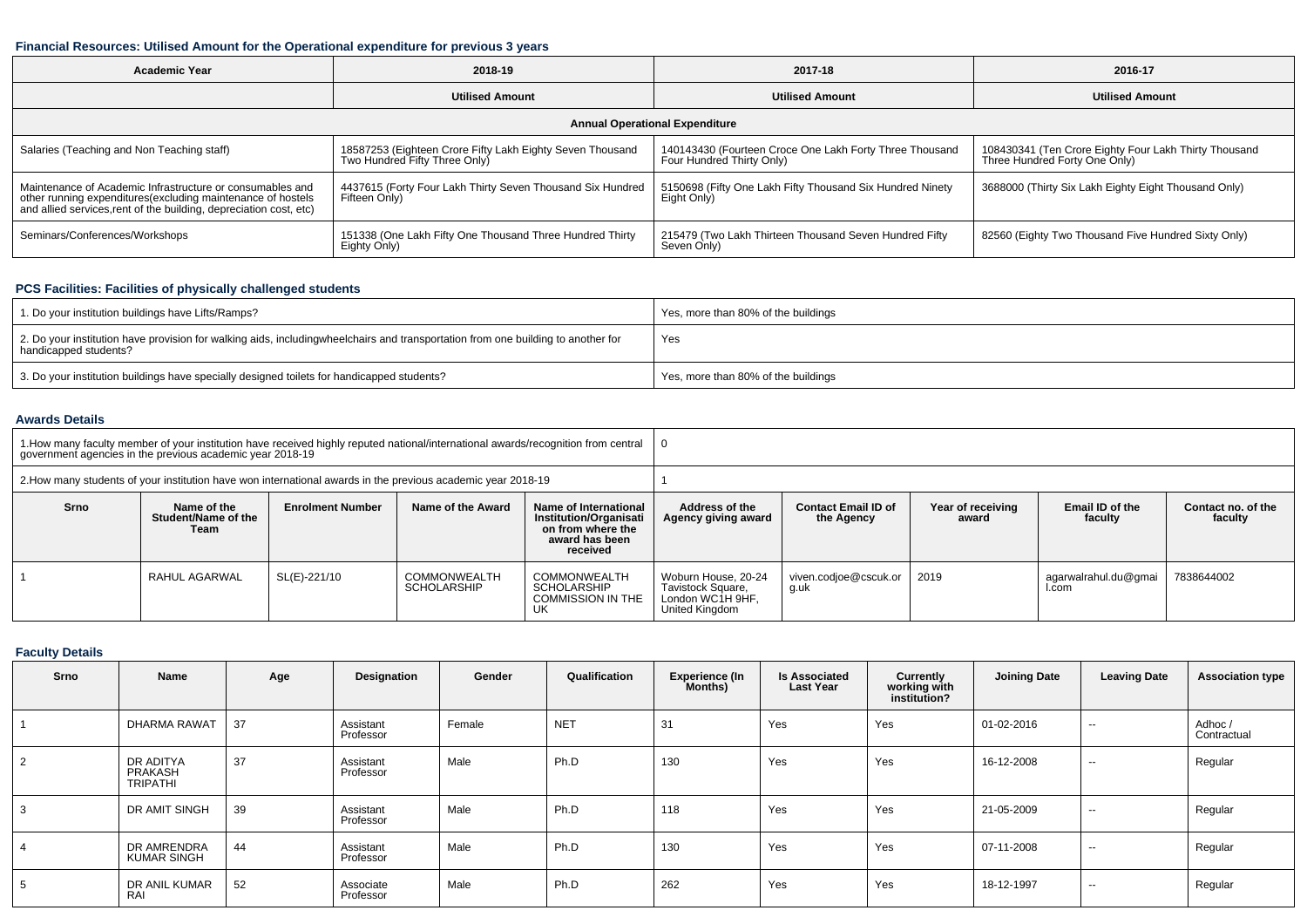### Financial Resources: Utilised Amount for the Operational expenditure for previous 3 years

| Academic Year | 2018-19 | 2017-18 | 2016-17 |
|---|---|---|---|
| | Utilised Amount | Utilised Amount | Utilised Amount |
| **Annual Operational Expenditure** | | | |
| Salaries (Teaching and Non Teaching staff) | 18587253 (Eighteen Crore Fifty Lakh Eighty Seven Thousand Two Hundred Fifty Three Only) | 140143430 (Fourteen Croce One Lakh Forty Three Thousand Four Hundred Thirty Only) | 108430341 (Ten Crore Eighty Four Lakh Thirty Thousand Three Hundred Forty One Only) |
| Maintenance of Academic Infrastructure or consumables and other running expenditures(excluding maintenance of hostels and allied services,rent of the building, depreciation cost, etc) | 4437615 (Forty Four Lakh Thirty Seven Thousand Six Hundred Fifteen Only) | 5150698 (Fifty One Lakh Fifty Thousand Six Hundred Ninety Eight Only) | 3688000 (Thirty Six Lakh Eighty Eight Thousand Only) |
| Seminars/Conferences/Workshops | 151338 (One Lakh Fifty One Thousand Three Hundred Thirty Eighty Only) | 215479 (Two Lakh Thirteen Thousand Seven Hundred Fifty Seven Only) | 82560 (Eighty Two Thousand Five Hundred Sixty Only) |

### PCS Facilities: Facilities of physically challenged students

| | |
|---|---|
| 1. Do your institution buildings have Lifts/Ramps? | Yes, more than 80% of the buildings |
| 2. Do your institution have provision for walking aids, includingwheelchairs and transportation from one building to another for handicapped students? | Yes |
| 3. Do your institution buildings have specially designed toilets for handicapped students? | Yes, more than 80% of the buildings |

### Awards Details

| | |
|---|---|
| 1.How many faculty member of your institution have received highly reputed national/international awards/recognition from central government agencies in the previous academic year 2018-19 | 0 |
| 2.How many students of your institution have won international awards in the previous academic year 2018-19 | 1 |

| Srno | Name of the Student/Name of the Team | Enrolment Number | Name of the Award | Name of International Institution/Organisation from where the award has been received | Address of the Agency giving award | Contact Email ID of the Agency | Year of receiving award | Email ID of the faculty | Contact no. of the faculty |
|---|---|---|---|---|---|---|---|---|---|
| 1 | RAHUL AGARWAL | SL(E)-221/10 | COMMONWEALTH SCHOLARSHIP | COMMONWEALTH SCHOLARSHIP COMMISSION IN THE UK | Woburn House, 20-24 Tavistock Square, London WC1H 9HF, United Kingdom | viven.codjoe@cscuk.org.uk | 2019 | agarwalrahul.du@gmail.com | 7838644002 |

### Faculty Details

| Srno | Name | Age | Designation | Gender | Qualification | Experience (In Months) | Is Associated Last Year | Currently working with institution? | Joining Date | Leaving Date | Association type |
|---|---|---|---|---|---|---|---|---|---|---|---|
| 1 | DHARMA RAWAT | 37 | Assistant Professor | Female | NET | 31 | Yes | Yes | 01-02-2016 | -- | Adhoc / Contractual |
| 2 | DR ADITYA PRAKASH TRIPATHI | 37 | Assistant Professor | Male | Ph.D | 130 | Yes | Yes | 16-12-2008 | -- | Regular |
| 3 | DR AMIT SINGH | 39 | Assistant Professor | Male | Ph.D | 118 | Yes | Yes | 21-05-2009 | -- | Regular |
| 4 | DR AMRENDRA KUMAR SINGH | 44 | Assistant Professor | Male | Ph.D | 130 | Yes | Yes | 07-11-2008 | -- | Regular |
| 5 | DR ANIL KUMAR RAI | 52 | Associate Professor | Male | Ph.D | 262 | Yes | Yes | 18-12-1997 | -- | Regular |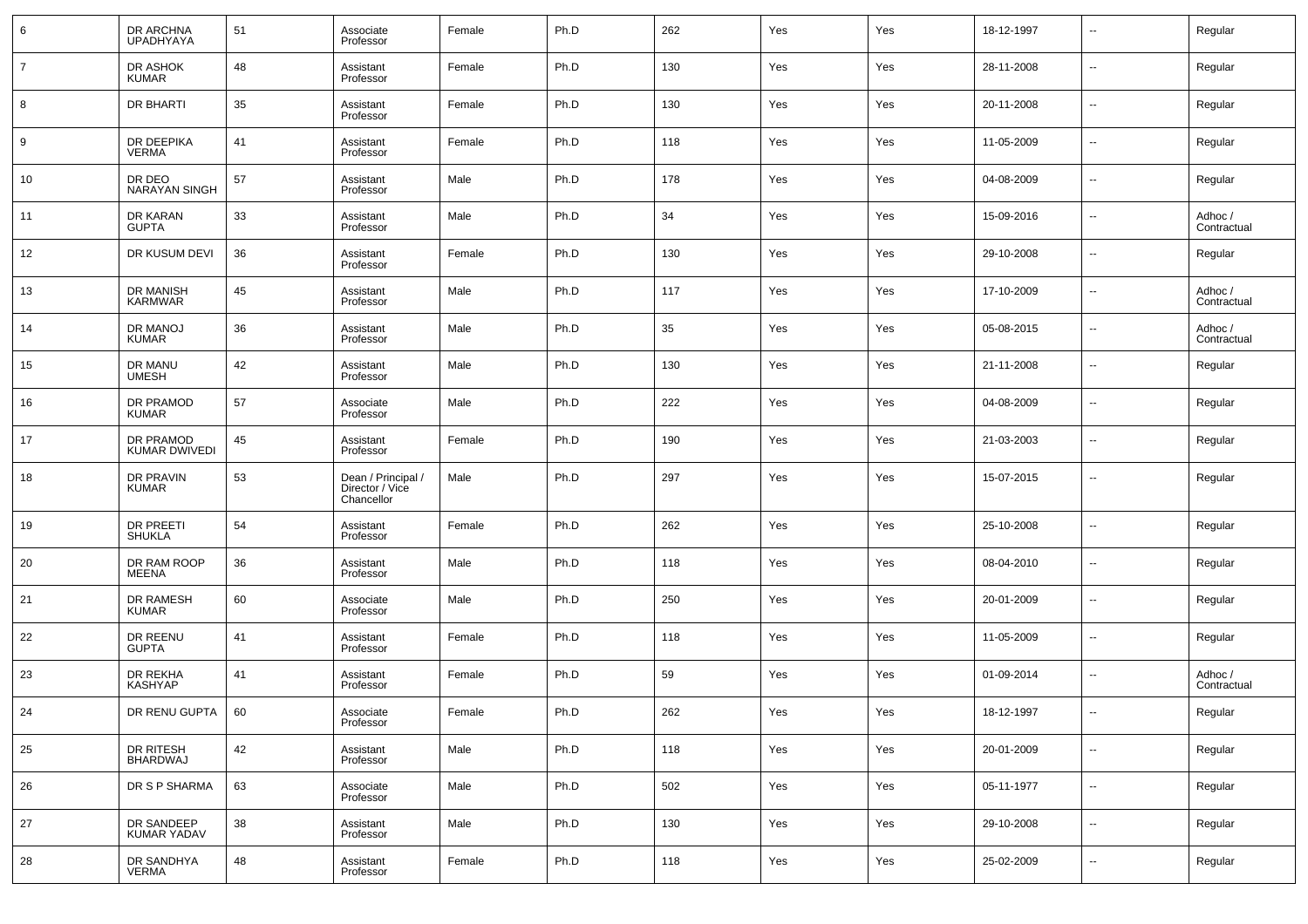| 6 | DR ARCHNA UPADHYAYA | 51 | Associate Professor | Female | Ph.D | 262 | Yes | Yes | 18-12-1997 | -- | Regular |
|---|---|---|---|---|---|---|---|---|---|---|---|
| 7 | DR ASHOK KUMAR | 48 | Assistant Professor | Female | Ph.D | 130 | Yes | Yes | 28-11-2008 | -- | Regular |
| 8 | DR BHARTI | 35 | Assistant Professor | Female | Ph.D | 130 | Yes | Yes | 20-11-2008 | -- | Regular |
| 9 | DR DEEPIKA VERMA | 41 | Assistant Professor | Female | Ph.D | 118 | Yes | Yes | 11-05-2009 | -- | Regular |
| 10 | DR DEO NARAYAN SINGH | 57 | Assistant Professor | Male | Ph.D | 178 | Yes | Yes | 04-08-2009 | -- | Regular |
| 11 | DR KARAN GUPTA | 33 | Assistant Professor | Male | Ph.D | 34 | Yes | Yes | 15-09-2016 | -- | Adhoc / Contractual |
| 12 | DR KUSUM DEVI | 36 | Assistant Professor | Female | Ph.D | 130 | Yes | Yes | 29-10-2008 | -- | Regular |
| 13 | DR MANISH KARMWAR | 45 | Assistant Professor | Male | Ph.D | 117 | Yes | Yes | 17-10-2009 | -- | Adhoc / Contractual |
| 14 | DR MANOJ KUMAR | 36 | Assistant Professor | Male | Ph.D | 35 | Yes | Yes | 05-08-2015 | -- | Adhoc / Contractual |
| 15 | DR MANU UMESH | 42 | Assistant Professor | Male | Ph.D | 130 | Yes | Yes | 21-11-2008 | -- | Regular |
| 16 | DR PRAMOD KUMAR | 57 | Associate Professor | Male | Ph.D | 222 | Yes | Yes | 04-08-2009 | -- | Regular |
| 17 | DR PRAMOD KUMAR DWIVEDI | 45 | Assistant Professor | Female | Ph.D | 190 | Yes | Yes | 21-03-2003 | -- | Regular |
| 18 | DR PRAVIN KUMAR | 53 | Dean / Principal / Director / Vice Chancellor | Male | Ph.D | 297 | Yes | Yes | 15-07-2015 | -- | Regular |
| 19 | DR PREETI SHUKLA | 54 | Assistant Professor | Female | Ph.D | 262 | Yes | Yes | 25-10-2008 | -- | Regular |
| 20 | DR RAM ROOP MEENA | 36 | Assistant Professor | Male | Ph.D | 118 | Yes | Yes | 08-04-2010 | -- | Regular |
| 21 | DR RAMESH KUMAR | 60 | Associate Professor | Male | Ph.D | 250 | Yes | Yes | 20-01-2009 | -- | Regular |
| 22 | DR REENU GUPTA | 41 | Assistant Professor | Female | Ph.D | 118 | Yes | Yes | 11-05-2009 | -- | Regular |
| 23 | DR REKHA KASHYAP | 41 | Assistant Professor | Female | Ph.D | 59 | Yes | Yes | 01-09-2014 | -- | Adhoc / Contractual |
| 24 | DR RENU GUPTA | 60 | Associate Professor | Female | Ph.D | 262 | Yes | Yes | 18-12-1997 | -- | Regular |
| 25 | DR RITESH BHARDWAJ | 42 | Assistant Professor | Male | Ph.D | 118 | Yes | Yes | 20-01-2009 | -- | Regular |
| 26 | DR S P SHARMA | 63 | Associate Professor | Male | Ph.D | 502 | Yes | Yes | 05-11-1977 | -- | Regular |
| 27 | DR SANDEEP KUMAR YADAV | 38 | Assistant Professor | Male | Ph.D | 130 | Yes | Yes | 29-10-2008 | -- | Regular |
| 28 | DR SANDHYA VERMA | 48 | Assistant Professor | Female | Ph.D | 118 | Yes | Yes | 25-02-2009 | -- | Regular |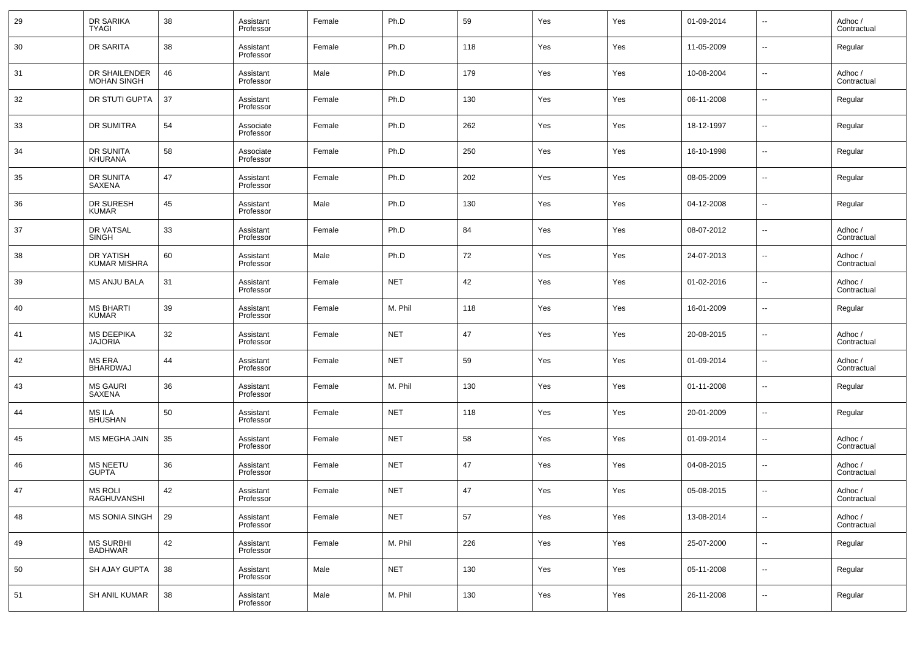| 29 | DR SARIKA TYAGI | 38 | Assistant Professor | Female | Ph.D | 59 | Yes | Yes | 01-09-2014 | -- | Adhoc / Contractual |
|---|---|---|---|---|---|---|---|---|---|---|---|
| 30 | DR SARITA | 38 | Assistant Professor | Female | Ph.D | 118 | Yes | Yes | 11-05-2009 | -- | Regular |
| 31 | DR SHAILENDER MOHAN SINGH | 46 | Assistant Professor | Male | Ph.D | 179 | Yes | Yes | 10-08-2004 | -- | Adhoc / Contractual |
| 32 | DR STUTI GUPTA | 37 | Assistant Professor | Female | Ph.D | 130 | Yes | Yes | 06-11-2008 | -- | Regular |
| 33 | DR SUMITRA | 54 | Associate Professor | Female | Ph.D | 262 | Yes | Yes | 18-12-1997 | -- | Regular |
| 34 | DR SUNITA KHURANA | 58 | Associate Professor | Female | Ph.D | 250 | Yes | Yes | 16-10-1998 | -- | Regular |
| 35 | DR SUNITA SAXENA | 47 | Assistant Professor | Female | Ph.D | 202 | Yes | Yes | 08-05-2009 | -- | Regular |
| 36 | DR SURESH KUMAR | 45 | Assistant Professor | Male | Ph.D | 130 | Yes | Yes | 04-12-2008 | -- | Regular |
| 37 | DR VATSAL SINGH | 33 | Assistant Professor | Female | Ph.D | 84 | Yes | Yes | 08-07-2012 | -- | Adhoc / Contractual |
| 38 | DR YATISH KUMAR MISHRA | 60 | Assistant Professor | Male | Ph.D | 72 | Yes | Yes | 24-07-2013 | -- | Adhoc / Contractual |
| 39 | MS ANJU BALA | 31 | Assistant Professor | Female | NET | 42 | Yes | Yes | 01-02-2016 | -- | Adhoc / Contractual |
| 40 | MS BHARTI KUMAR | 39 | Assistant Professor | Female | M. Phil | 118 | Yes | Yes | 16-01-2009 | -- | Regular |
| 41 | MS DEEPIKA JAJORIA | 32 | Assistant Professor | Female | NET | 47 | Yes | Yes | 20-08-2015 | -- | Adhoc / Contractual |
| 42 | MS ERA BHARDWAJ | 44 | Assistant Professor | Female | NET | 59 | Yes | Yes | 01-09-2014 | -- | Adhoc / Contractual |
| 43 | MS GAURI SAXENA | 36 | Assistant Professor | Female | M. Phil | 130 | Yes | Yes | 01-11-2008 | -- | Regular |
| 44 | MS ILA BHUSHAN | 50 | Assistant Professor | Female | NET | 118 | Yes | Yes | 20-01-2009 | -- | Regular |
| 45 | MS MEGHA JAIN | 35 | Assistant Professor | Female | NET | 58 | Yes | Yes | 01-09-2014 | -- | Adhoc / Contractual |
| 46 | MS NEETU GUPTA | 36 | Assistant Professor | Female | NET | 47 | Yes | Yes | 04-08-2015 | -- | Adhoc / Contractual |
| 47 | MS ROLI RAGHUVANSHI | 42 | Assistant Professor | Female | NET | 47 | Yes | Yes | 05-08-2015 | -- | Adhoc / Contractual |
| 48 | MS SONIA SINGH | 29 | Assistant Professor | Female | NET | 57 | Yes | Yes | 13-08-2014 | -- | Adhoc / Contractual |
| 49 | MS SURBHI BADHWAR | 42 | Assistant Professor | Female | M. Phil | 226 | Yes | Yes | 25-07-2000 | -- | Regular |
| 50 | SH AJAY GUPTA | 38 | Assistant Professor | Male | NET | 130 | Yes | Yes | 05-11-2008 | -- | Regular |
| 51 | SH ANIL KUMAR | 38 | Assistant Professor | Male | M. Phil | 130 | Yes | Yes | 26-11-2008 | -- | Regular |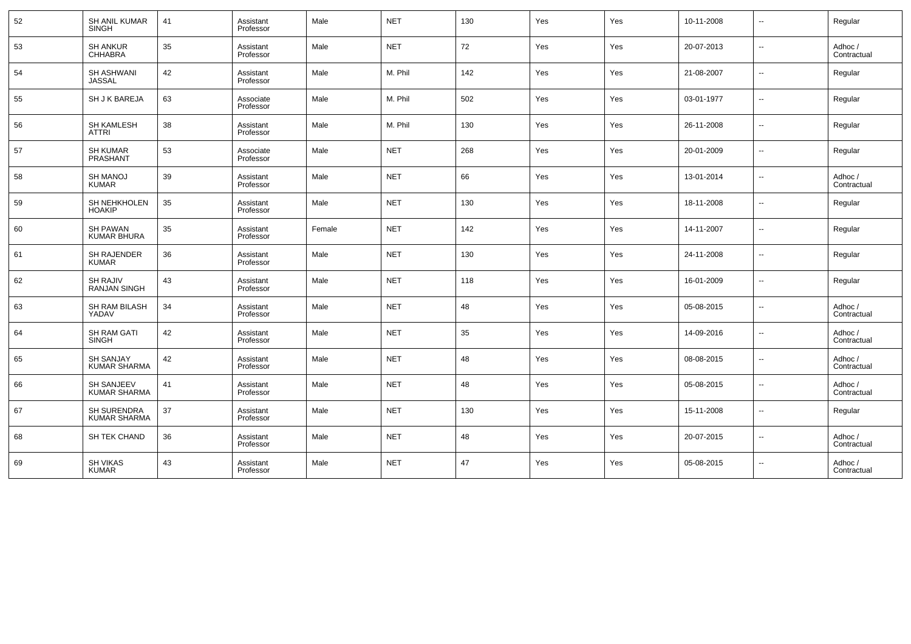| | | | | | | | | | | | |
|---|---|---|---|---|---|---|---|---|---|---|---|
| 52 | SH ANIL KUMAR SINGH | 41 | Assistant Professor | Male | NET | 130 | Yes | Yes | 10-11-2008 | -- | Regular |
| 53 | SH ANKUR CHHABRA | 35 | Assistant Professor | Male | NET | 72 | Yes | Yes | 20-07-2013 | -- | Adhoc / Contractual |
| 54 | SH ASHWANI JASSAL | 42 | Assistant Professor | Male | M. Phil | 142 | Yes | Yes | 21-08-2007 | -- | Regular |
| 55 | SH J K BAREJA | 63 | Associate Professor | Male | M. Phil | 502 | Yes | Yes | 03-01-1977 | -- | Regular |
| 56 | SH KAMLESH ATTRI | 38 | Assistant Professor | Male | M. Phil | 130 | Yes | Yes | 26-11-2008 | -- | Regular |
| 57 | SH KUMAR PRASHANT | 53 | Associate Professor | Male | NET | 268 | Yes | Yes | 20-01-2009 | -- | Regular |
| 58 | SH MANOJ KUMAR | 39 | Assistant Professor | Male | NET | 66 | Yes | Yes | 13-01-2014 | -- | Adhoc / Contractual |
| 59 | SH NEHKHOLEN HOAKIP | 35 | Assistant Professor | Male | NET | 130 | Yes | Yes | 18-11-2008 | -- | Regular |
| 60 | SH PAWAN KUMAR BHURA | 35 | Assistant Professor | Female | NET | 142 | Yes | Yes | 14-11-2007 | -- | Regular |
| 61 | SH RAJENDER KUMAR | 36 | Assistant Professor | Male | NET | 130 | Yes | Yes | 24-11-2008 | -- | Regular |
| 62 | SH RAJIV RANJAN SINGH | 43 | Assistant Professor | Male | NET | 118 | Yes | Yes | 16-01-2009 | -- | Regular |
| 63 | SH RAM BILASH YADAV | 34 | Assistant Professor | Male | NET | 48 | Yes | Yes | 05-08-2015 | -- | Adhoc / Contractual |
| 64 | SH RAM GATI SINGH | 42 | Assistant Professor | Male | NET | 35 | Yes | Yes | 14-09-2016 | -- | Adhoc / Contractual |
| 65 | SH SANJAY KUMAR SHARMA | 42 | Assistant Professor | Male | NET | 48 | Yes | Yes | 08-08-2015 | -- | Adhoc / Contractual |
| 66 | SH SANJEEV KUMAR SHARMA | 41 | Assistant Professor | Male | NET | 48 | Yes | Yes | 05-08-2015 | -- | Adhoc / Contractual |
| 67 | SH SURENDRA KUMAR SHARMA | 37 | Assistant Professor | Male | NET | 130 | Yes | Yes | 15-11-2008 | -- | Regular |
| 68 | SH TEK CHAND | 36 | Assistant Professor | Male | NET | 48 | Yes | Yes | 20-07-2015 | -- | Adhoc / Contractual |
| 69 | SH VIKAS KUMAR | 43 | Assistant Professor | Male | NET | 47 | Yes | Yes | 05-08-2015 | -- | Adhoc / Contractual |